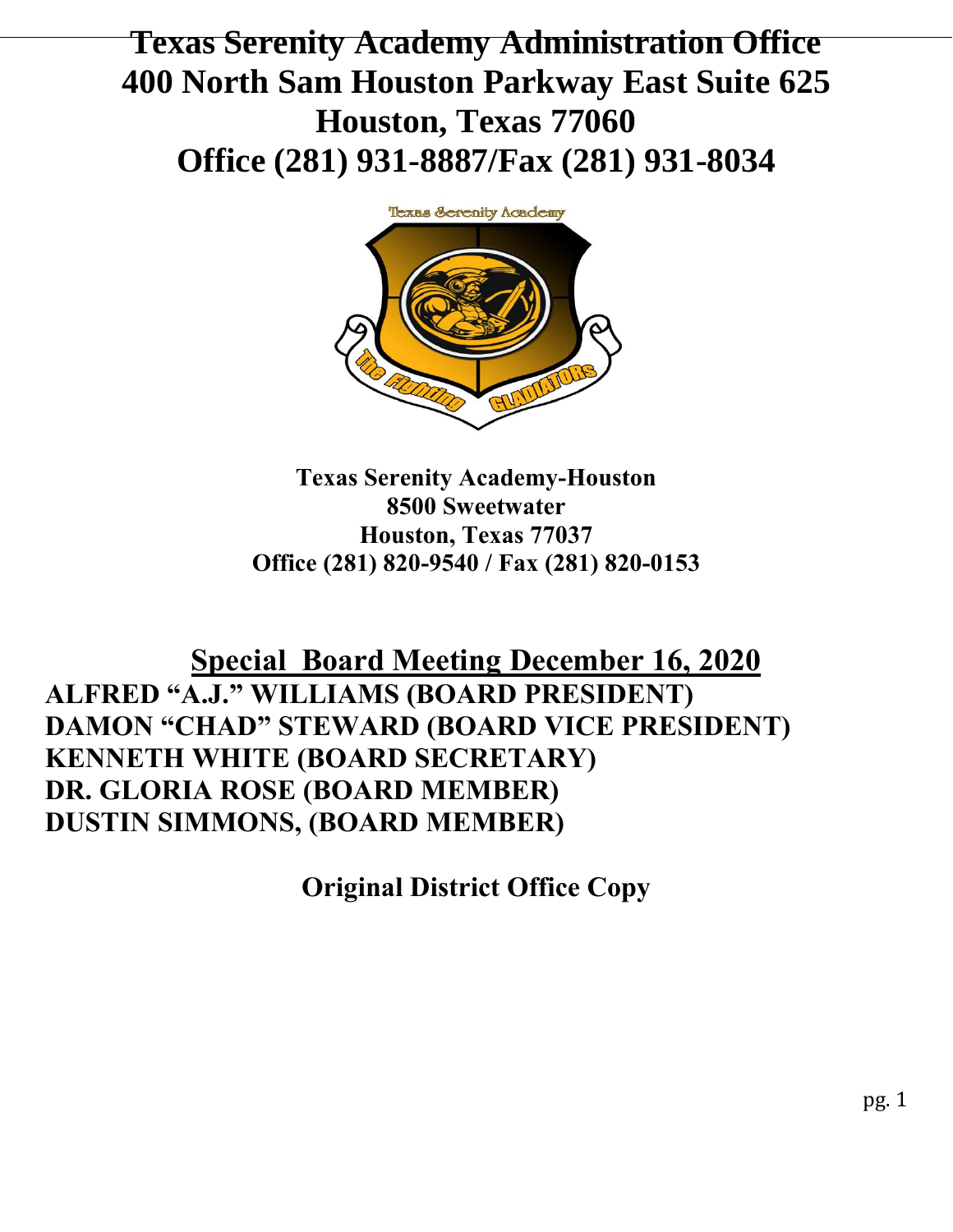# Texas Serenity Academy Administration Office
# 400 North Sam Houston Parkway East Suite 625
# Houston, Texas 77060
# Office (281) 931-8887/Fax (281) 931-8034

**Texas Serenity Academy-Houston**
**8500 Sweetwater**
**Houston, Texas 77037**
**Office (281) 820-9540 / Fax (281) 820-0153**

## Special Board Meeting December 16, 2020

**ALFRED "A.J." WILLIAMS (BOARD PRESIDENT)**
**DAMON "CHAD" STEWARD (BOARD VICE PRESIDENT)**
**KENNETH WHITE (BOARD SECRETARY)**
**DR. GLORIA ROSE (BOARD MEMBER)**
**DUSTIN SIMMONS, (BOARD MEMBER)**

**Original District Office Copy**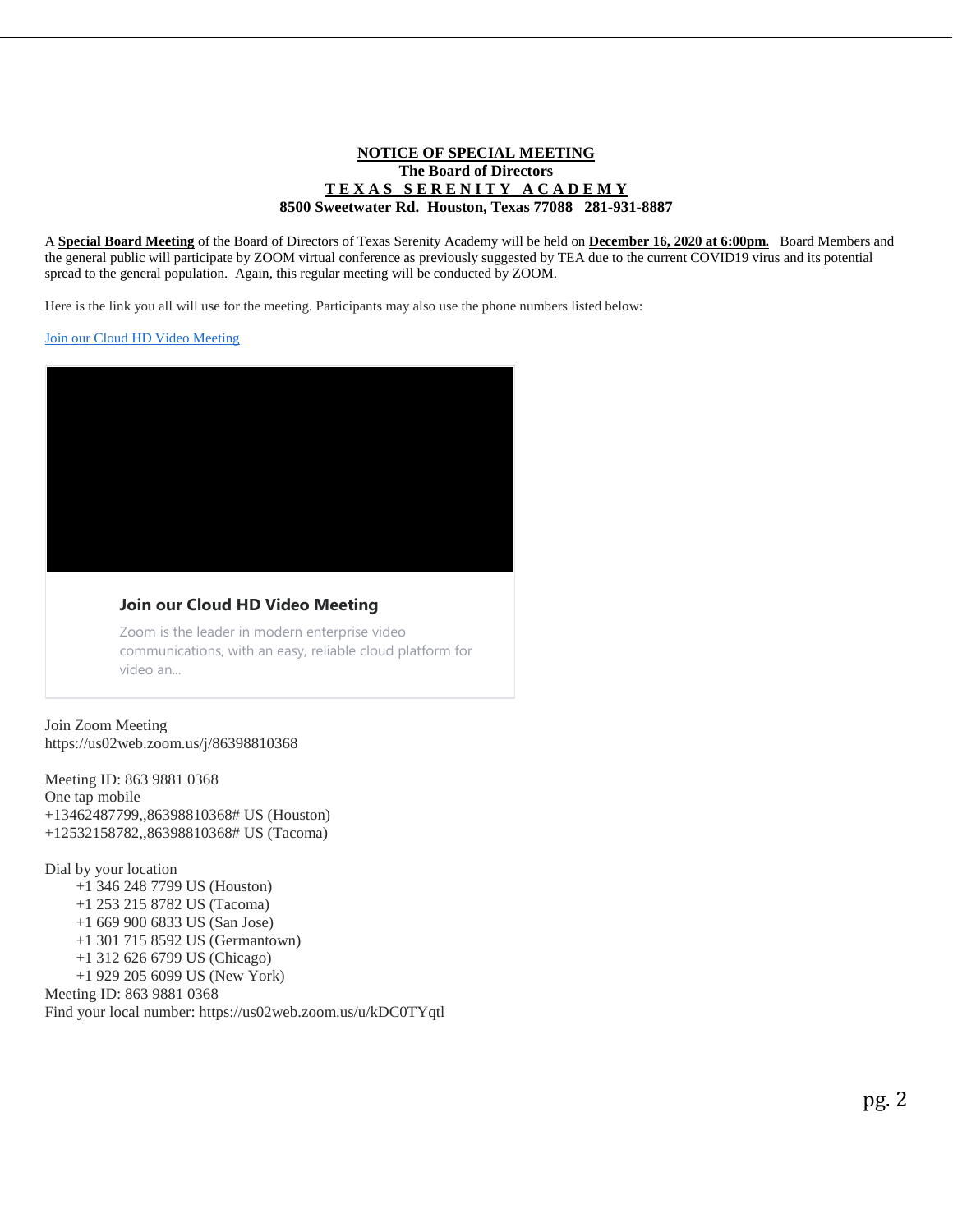**NOTICE OF SPECIAL MEETING**
**The Board of Directors**
**T E X A S  S E R E N I T Y  A C A D E M Y**
**8500 Sweetwater Rd. Houston, Texas 77088 281-931-8887**

A **Special Board Meeting** of the Board of Directors of Texas Serenity Academy will be held on **December 16, 2020 at 6:00pm.** Board Members and the general public will participate by ZOOM virtual conference as previously suggested by TEA due to the current COVID19 virus and its potential spread to the general population. Again, this regular meeting will be conducted by ZOOM.

Here is the link you all will use for the meeting. Participants may also use the phone numbers listed below:

Join our Cloud HD Video Meeting

**Join our Cloud HD Video Meeting**

Zoom is the leader in modern enterprise video communications, with an easy, reliable cloud platform for video an...

Join Zoom Meeting
https://us02web.zoom.us/j/86398810368

Meeting ID: 863 9881 0368
One tap mobile
+13462487799,,86398810368# US (Houston)
+12532158782,,86398810368# US (Tacoma)

Dial by your location
+1 346 248 7799 US (Houston)
+1 253 215 8782 US (Tacoma)
+1 669 900 6833 US (San Jose)
+1 301 715 8592 US (Germantown)
+1 312 626 6799 US (Chicago)
+1 929 205 6099 US (New York)
Meeting ID: 863 9881 0368
Find your local number: https://us02web.zoom.us/u/kDC0TYqtl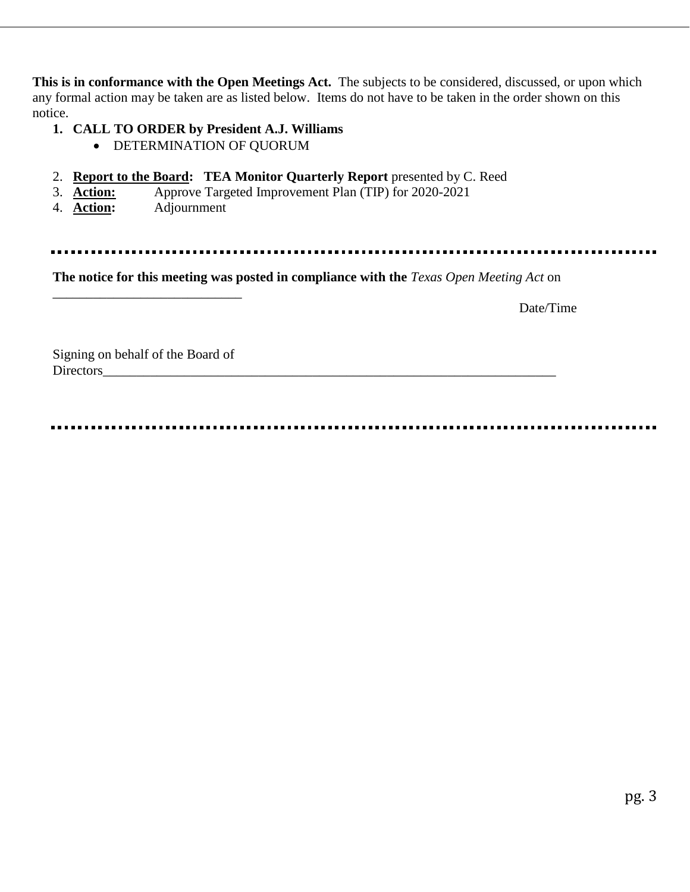**This is in conformance with the Open Meetings Act.** The subjects to be considered, discussed, or upon which any formal action may be taken are as listed below. Items do not have to be taken in the order shown on this notice.

1. **CALL TO ORDER by President A.J. Williams**
   - DETERMINATION OF QUORUM

2. **Report to the Board: TEA Monitor Quarterly Report** presented by C. Reed
3. **Action:** Approve Targeted Improvement Plan (TIP) for 2020-2021
4. **Action:** Adjournment

---

**The notice for this meeting was posted in compliance with the** *Texas Open Meeting Act* on

____________________________

Date/Time

Signing on behalf of the Board of Directors_______________________________________________________________________

---